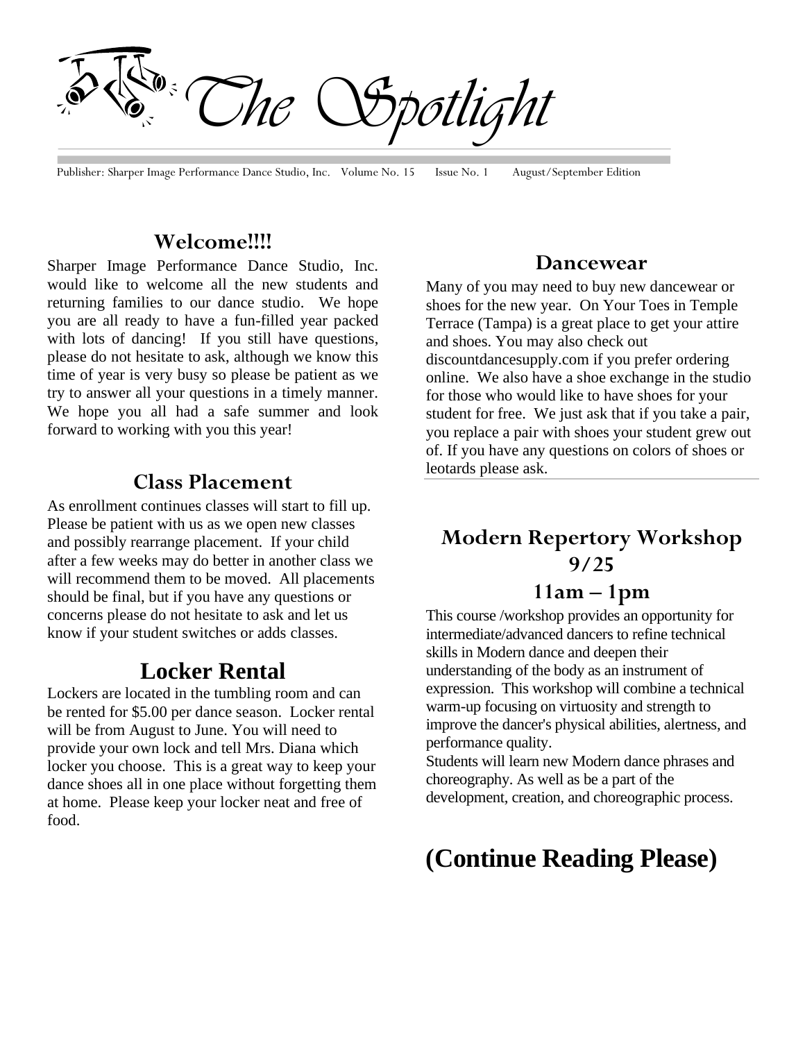# The Spotlight

Publisher: Sharper Image Performance Dance Studio, Inc. Volume No. 15 Issue No. 1 August/September Edition

## Welcome!!!!

Sharper Image Performance Dance Studio, Inc. would like to welcome all the new students and returning families to our dance studio. We hope you are all ready to have a fun-filled year packed with lots of dancing! If you still have questions, please do not hesitate to ask, although we know this time of year is very busy so please be patient as we try to answer all your questions in a timely manner. We hope you all had a safe summer and look forward to working with you this year!

## Class Placement

As enrollment continues classes will start to fill up. Please be patient with us as we open new classes and possibly rearrange placement. If your child after a few weeks may do better in another class we will recommend them to be moved. All placements should be final, but if you have any questions or concerns please do not hesitate to ask and let us know if your student switches or adds classes.

## Locker Rental

Lockers are located in the tumbling room and can be rented for $5.00 per dance season. Locker rental will be from August to June. You will need to provide your own lock and tell Mrs. Diana which locker you choose. This is a great way to keep your dance shoes all in one place without forgetting them at home. Please keep your locker neat and free of food.

## Dancewear

Many of you may need to buy new dancewear or shoes for the new year. On Your Toes in Temple Terrace (Tampa) is a great place to get your attire and shoes. You may also check out discountdancesupply.com if you prefer ordering online. We also have a shoe exchange in the studio for those who would like to have shoes for your student for free. We just ask that if you take a pair, you replace a pair with shoes your student grew out of. If you have any questions on colors of shoes or leotards please ask.

## Modern Repertory Workshop 9/25

## 11am – 1pm

This course /workshop provides an opportunity for intermediate/advanced dancers to refine technical skills in Modern dance and deepen their understanding of the body as an instrument of expression. This workshop will combine a technical warm-up focusing on virtuosity and strength to improve the dancer's physical abilities, alertness, and performance quality.

Students will learn new Modern dance phrases and choreography. As well as be a part of the development, creation, and choreographic process.

# (Continue Reading Please)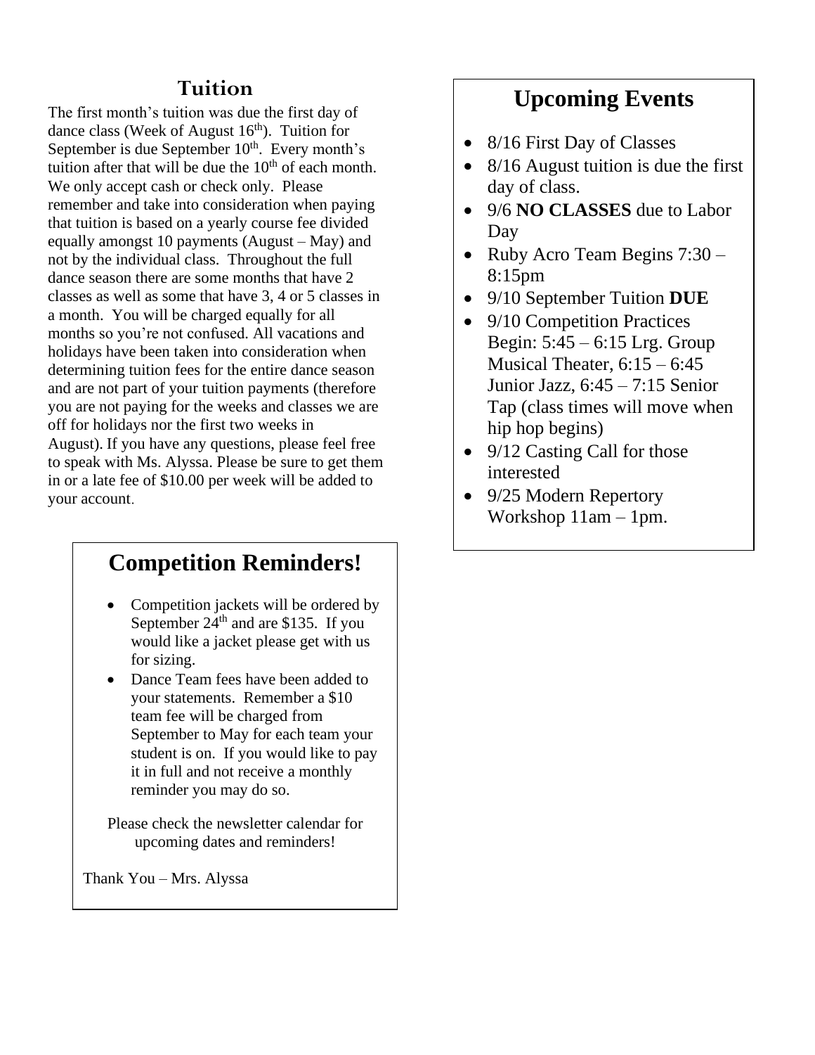## Tuition

The first month's tuition was due the first day of dance class (Week of August 16th). Tuition for September is due September 10th. Every month's tuition after that will be due the 10th of each month. We only accept cash or check only. Please remember and take into consideration when paying that tuition is based on a yearly course fee divided equally amongst 10 payments (August – May) and not by the individual class. Throughout the full dance season there are some months that have 2 classes as well as some that have 3, 4 or 5 classes in a month. You will be charged equally for all months so you're not confused. All vacations and holidays have been taken into consideration when determining tuition fees for the entire dance season and are not part of your tuition payments (therefore you are not paying for the weeks and classes we are off for holidays nor the first two weeks in August). If you have any questions, please feel free to speak with Ms. Alyssa. Please be sure to get them in or a late fee of $10.00 per week will be added to your account.

## Competition Reminders!

- Competition jackets will be ordered by September 24th and are $135. If you would like a jacket please get with us for sizing.
- Dance Team fees have been added to your statements. Remember a $10 team fee will be charged from September to May for each team your student is on. If you would like to pay it in full and not receive a monthly reminder you may do so.

Please check the newsletter calendar for upcoming dates and reminders!

Thank You – Mrs. Alyssa

## Upcoming Events

- 8/16 First Day of Classes
- 8/16 August tuition is due the first day of class.
- 9/6 **NO CLASSES** due to Labor Day
- Ruby Acro Team Begins 7:30 – 8:15pm
- 9/10 September Tuition **DUE**
- 9/10 Competition Practices Begin: 5:45 – 6:15 Lrg. Group Musical Theater, 6:15 – 6:45 Junior Jazz, 6:45 – 7:15 Senior Tap (class times will move when hip hop begins)
- 9/12 Casting Call for those interested
- 9/25 Modern Repertory Workshop 11am – 1pm.